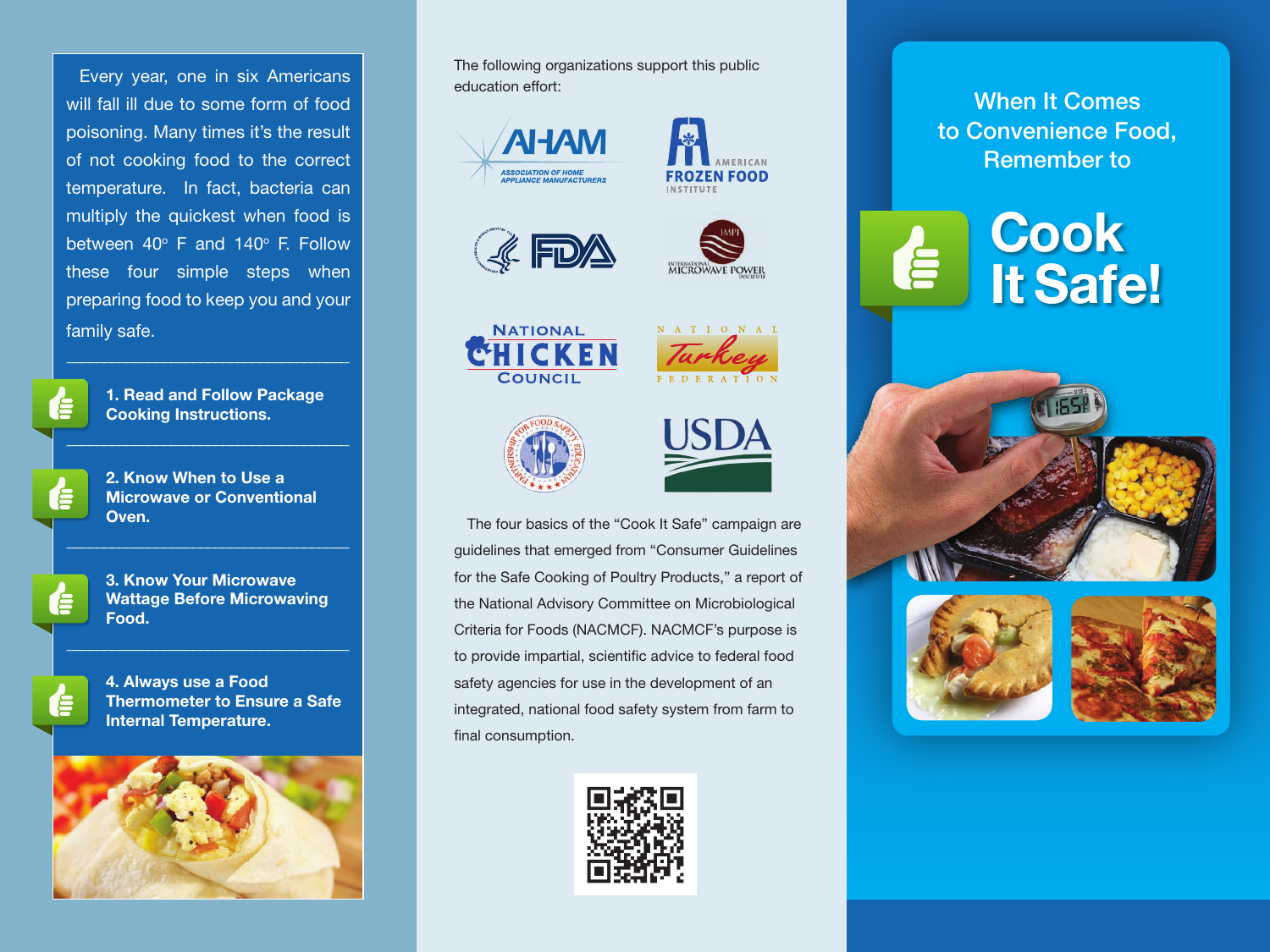Every year, one in six Americans will fall ill due to some form of food poisoning. Many times it's the result of not cooking food to the correct temperature. In fact, bacteria can multiply the quickest when food is between 40° F and 140° F. Follow these four simple steps when preparing food to keep you and your family safe.

**1. Read and Follow Package Cooking Instructions.**

**2. Know When to Use a Microwave or Conventional Oven.**

**3. Know Your Microwave Wattage Before Microwaving Food.**

**4. Always use a Food Thermometer to Ensure a Safe Internal Temperature.**

The following organizations support this public education effort:

- AHAM – Association of Home Appliance Manufacturers
- American Frozen Food Institute
- FDA
- International Microwave Power Institute
- National Chicken Council
- National Turkey Federation
- Partnership for Food Safety Education
- USDA

The four basics of the "Cook It Safe" campaign are guidelines that emerged from "Consumer Guidelines for the Safe Cooking of Poultry Products," a report of the National Advisory Committee on Microbiological Criteria for Foods (NACMCF). NACMCF's purpose is to provide impartial, scientific advice to federal food safety agencies for use in the development of an integrated, national food safety system from farm to final consumption.

## When It Comes to Convenience Food, Remember to

# Cook It Safe!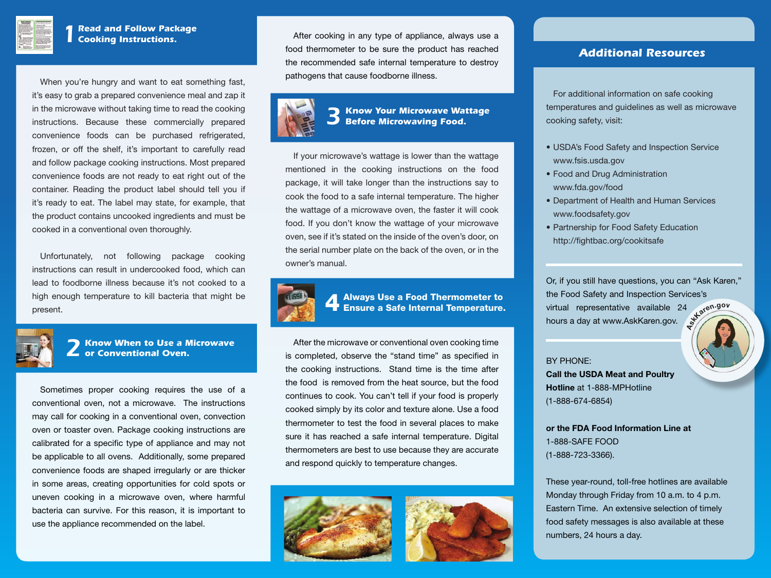## 1 Read and Follow Package Cooking Instructions.

When you're hungry and want to eat something fast, it's easy to grab a prepared convenience meal and zap it in the microwave without taking time to read the cooking instructions. Because these commercially prepared convenience foods can be purchased refrigerated, frozen, or off the shelf, it's important to carefully read and follow package cooking instructions. Most prepared convenience foods are not ready to eat right out of the container. Reading the product label should tell you if it's ready to eat. The label may state, for example, that the product contains uncooked ingredients and must be cooked in a conventional oven thoroughly.

Unfortunately, not following package cooking instructions can result in undercooked food, which can lead to foodborne illness because it's not cooked to a high enough temperature to kill bacteria that might be present.

## 2 Know When to Use a Microwave or Conventional Oven.

Sometimes proper cooking requires the use of a conventional oven, not a microwave. The instructions may call for cooking in a conventional oven, convection oven or toaster oven. Package cooking instructions are calibrated for a specific type of appliance and may not be applicable to all ovens. Additionally, some prepared convenience foods are shaped irregularly or are thicker in some areas, creating opportunities for cold spots or uneven cooking in a microwave oven, where harmful bacteria can survive. For this reason, it is important to use the appliance recommended on the label.

After cooking in any type of appliance, always use a food thermometer to be sure the product has reached the recommended safe internal temperature to destroy pathogens that cause foodborne illness.

## 3 Know Your Microwave Wattage Before Microwaving Food.

If your microwave's wattage is lower than the wattage mentioned in the cooking instructions on the food package, it will take longer than the instructions say to cook the food to a safe internal temperature. The higher the wattage of a microwave oven, the faster it will cook food. If you don't know the wattage of your microwave oven, see if it's stated on the inside of the oven's door, on the serial number plate on the back of the oven, or in the owner's manual.

## 4 Always Use a Food Thermometer to Ensure a Safe Internal Temperature.

After the microwave or conventional oven cooking time is completed, observe the "stand time" as specified in the cooking instructions. Stand time is the time after the food is removed from the heat source, but the food continues to cook. You can't tell if your food is properly cooked simply by its color and texture alone. Use a food thermometer to test the food in several places to make sure it has reached a safe internal temperature. Digital thermometers are best to use because they are accurate and respond quickly to temperature changes.

## Additional Resources

For additional information on safe cooking temperatures and guidelines as well as microwave cooking safety, visit:

- USDA's Food Safety and Inspection Service www.fsis.usda.gov
- Food and Drug Administration www.fda.gov/food
- Department of Health and Human Services www.foodsafety.gov
- Partnership for Food Safety Education http://fightbac.org/cookitsafe

Or, if you still have questions, you can "Ask Karen," the Food Safety and Inspection Services's virtual representative available 24 hours a day at www.AskKaren.gov.

AskKaren.gov

BY PHONE:
**Call the USDA Meat and Poultry Hotline** at 1-888-MPHotline (1-888-674-6854)

**or the FDA Food Information Line at** 1-888-SAFE FOOD (1-888-723-3366).

These year-round, toll-free hotlines are available Monday through Friday from 10 a.m. to 4 p.m. Eastern Time. An extensive selection of timely food safety messages is also available at these numbers, 24 hours a day.